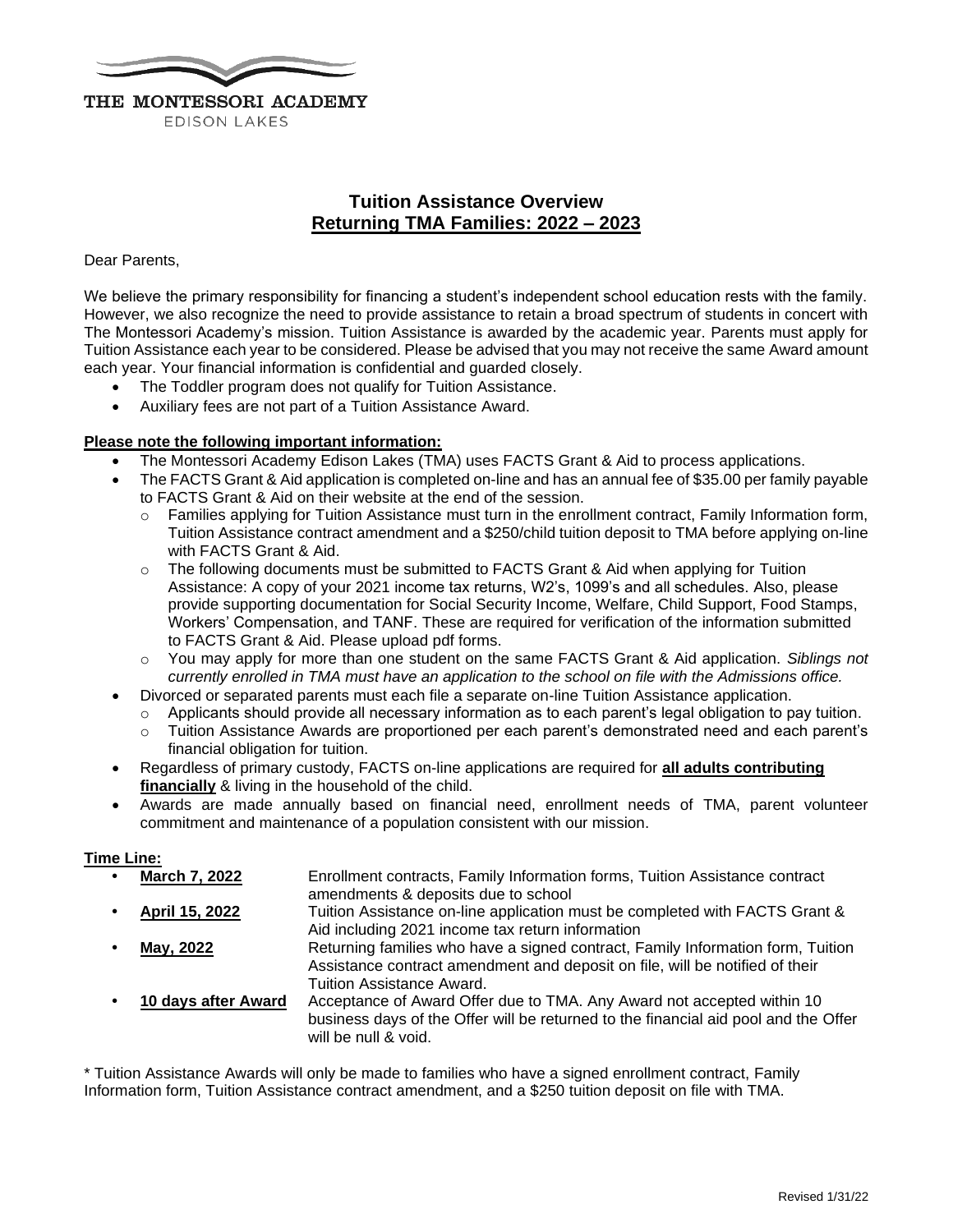THE MONTESSORI ACADEMY
EDISON LAKES

# Tuition Assistance Overview
## Returning TMA Families: 2022 – 2023

Dear Parents,

We believe the primary responsibility for financing a student's independent school education rests with the family. However, we also recognize the need to provide assistance to retain a broad spectrum of students in concert with The Montessori Academy's mission. Tuition Assistance is awarded by the academic year. Parents must apply for Tuition Assistance each year to be considered. Please be advised that you may not receive the same Award amount each year. Your financial information is confidential and guarded closely.

- The Toddler program does not qualify for Tuition Assistance.
- Auxiliary fees are not part of a Tuition Assistance Award.

**Please note the following important information:**

- The Montessori Academy Edison Lakes (TMA) uses FACTS Grant & Aid to process applications.
- The FACTS Grant & Aid application is completed on-line and has an annual fee of $35.00 per family payable to FACTS Grant & Aid on their website at the end of the session.
  - Families applying for Tuition Assistance must turn in the enrollment contract, Family Information form, Tuition Assistance contract amendment and a $250/child tuition deposit to TMA before applying on-line with FACTS Grant & Aid.
  - The following documents must be submitted to FACTS Grant & Aid when applying for Tuition Assistance: A copy of your 2021 income tax returns, W2's, 1099's and all schedules. Also, please provide supporting documentation for Social Security Income, Welfare, Child Support, Food Stamps, Workers' Compensation, and TANF. These are required for verification of the information submitted to FACTS Grant & Aid. Please upload pdf forms.
  - You may apply for more than one student on the same FACTS Grant & Aid application. *Siblings not currently enrolled in TMA must have an application to the school on file with the Admissions office.*
- Divorced or separated parents must each file a separate on-line Tuition Assistance application.
  - Applicants should provide all necessary information as to each parent's legal obligation to pay tuition.
  - Tuition Assistance Awards are proportioned per each parent's demonstrated need and each parent's financial obligation for tuition.
- Regardless of primary custody, FACTS on-line applications are required for **all adults contributing financially** & living in the household of the child.
- Awards are made annually based on financial need, enrollment needs of TMA, parent volunteer commitment and maintenance of a population consistent with our mission.

**Time Line:**

- **March 7, 2022** — Enrollment contracts, Family Information forms, Tuition Assistance contract amendments & deposits due to school
- **April 15, 2022** — Tuition Assistance on-line application must be completed with FACTS Grant & Aid including 2021 income tax return information
- **May, 2022** — Returning families who have a signed contract, Family Information form, Tuition Assistance contract amendment and deposit on file, will be notified of their Tuition Assistance Award.
- **10 days after Award** — Acceptance of Award Offer due to TMA. Any Award not accepted within 10 business days of the Offer will be returned to the financial aid pool and the Offer will be null & void.

\* Tuition Assistance Awards will only be made to families who have a signed enrollment contract, Family Information form, Tuition Assistance contract amendment, and a $250 tuition deposit on file with TMA.

Revised 1/31/22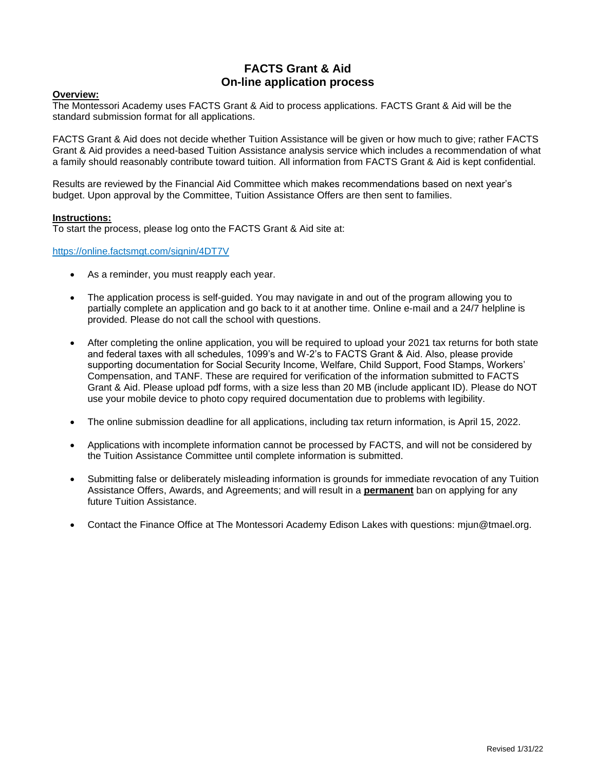# FACTS Grant & Aid
# On-line application process

**Overview:**

The Montessori Academy uses FACTS Grant & Aid to process applications. FACTS Grant & Aid will be the standard submission format for all applications.

FACTS Grant & Aid does not decide whether Tuition Assistance will be given or how much to give; rather FACTS Grant & Aid provides a need-based Tuition Assistance analysis service which includes a recommendation of what a family should reasonably contribute toward tuition. All information from FACTS Grant & Aid is kept confidential.

Results are reviewed by the Financial Aid Committee which makes recommendations based on next year's budget. Upon approval by the Committee, Tuition Assistance Offers are then sent to families.

**Instructions:**

To start the process, please log onto the FACTS Grant & Aid site at:

https://online.factsmgt.com/signin/4DT7V

- As a reminder, you must reapply each year.
- The application process is self-guided. You may navigate in and out of the program allowing you to partially complete an application and go back to it at another time. Online e-mail and a 24/7 helpline is provided. Please do not call the school with questions.
- After completing the online application, you will be required to upload your 2021 tax returns for both state and federal taxes with all schedules, 1099's and W-2's to FACTS Grant & Aid. Also, please provide supporting documentation for Social Security Income, Welfare, Child Support, Food Stamps, Workers' Compensation, and TANF. These are required for verification of the information submitted to FACTS Grant & Aid. Please upload pdf forms, with a size less than 20 MB (include applicant ID). Please do NOT use your mobile device to photo copy required documentation due to problems with legibility.
- The online submission deadline for all applications, including tax return information, is April 15, 2022.
- Applications with incomplete information cannot be processed by FACTS, and will not be considered by the Tuition Assistance Committee until complete information is submitted.
- Submitting false or deliberately misleading information is grounds for immediate revocation of any Tuition Assistance Offers, Awards, and Agreements; and will result in a **permanent** ban on applying for any future Tuition Assistance.
- Contact the Finance Office at The Montessori Academy Edison Lakes with questions: mjun@tmael.org.

Revised 1/31/22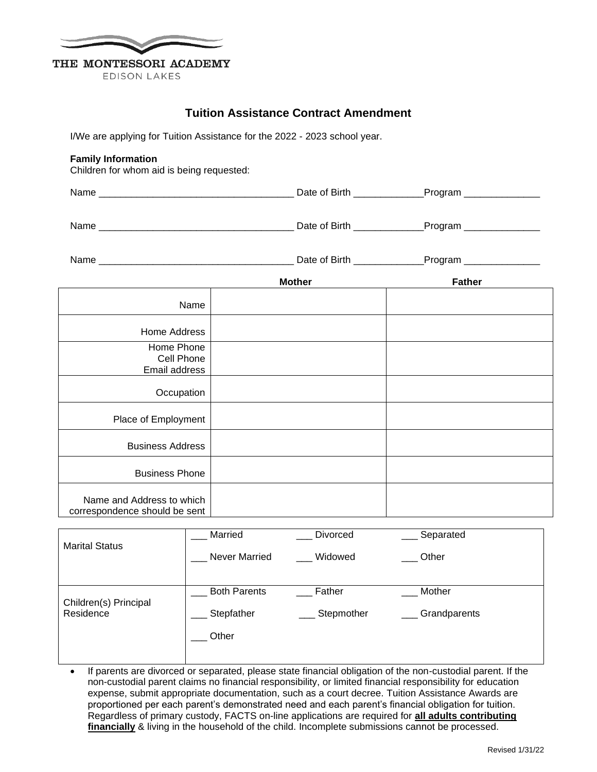THE MONTESSORI ACADEMY
EDISON LAKES

## Tuition Assistance Contract Amendment

I/We are applying for Tuition Assistance for the 2022 - 2023 school year.

**Family Information**
Children for whom aid is being requested:

Name ____________________________________ Date of Birth _____________Program ______________

Name ____________________________________ Date of Birth _____________Program ______________

Name ____________________________________ Date of Birth _____________Program ______________

| | Mother | Father |
|---|---|---|
| Name | | |
| Home Address | | |
| Home Phone<br>Cell Phone<br>Email address | | |
| Occupation | | |
| Place of Employment | | |
| Business Address | | |
| Business Phone | | |
| Name and Address to which correspondence should be sent | | |

| | | | |
|---|---|---|---|
| Marital Status | ___ Married<br>___ Never Married | ___ Divorced<br>___ Widowed | ___ Separated<br>___ Other |
| Children(s) Principal Residence | ___ Both Parents<br>___ Stepfather<br>___ Other | ___ Father<br>___ Stepmother | ___ Mother<br>___ Grandparents |

- If parents are divorced or separated, please state financial obligation of the non-custodial parent. If the non-custodial parent claims no financial responsibility, or limited financial responsibility for education expense, submit appropriate documentation, such as a court decree. Tuition Assistance Awards are proportioned per each parent's demonstrated need and each parent's financial obligation for tuition. Regardless of primary custody, FACTS on-line applications are required for **all adults contributing financially** & living in the household of the child. Incomplete submissions cannot be processed.

Revised 1/31/22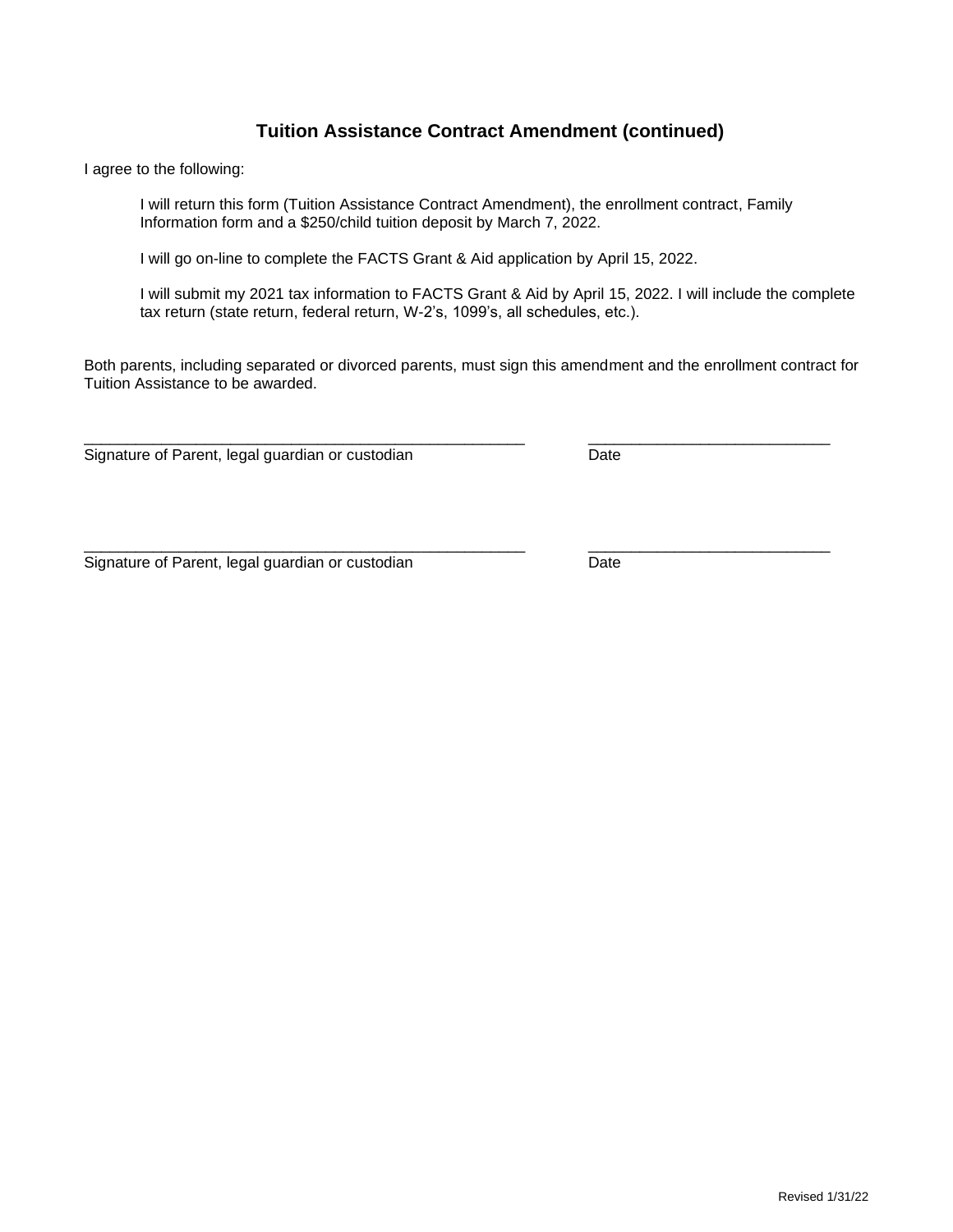## Tuition Assistance Contract Amendment (continued)

I agree to the following:

> I will return this form (Tuition Assistance Contract Amendment), the enrollment contract, Family Information form and a $250/child tuition deposit by March 7, 2022.
>
> I will go on-line to complete the FACTS Grant & Aid application by April 15, 2022.
>
> I will submit my 2021 tax information to FACTS Grant & Aid by April 15, 2022. I will include the complete tax return (state return, federal return, W-2's, 1099's, all schedules, etc.).

Both parents, including separated or divorced parents, must sign this amendment and the enrollment contract for Tuition Assistance to be awarded.

_____________________________________________________ _____________________________

Signature of Parent, legal guardian or custodian Date

_____________________________________________________ _____________________________

Signature of Parent, legal guardian or custodian Date

Revised 1/31/22